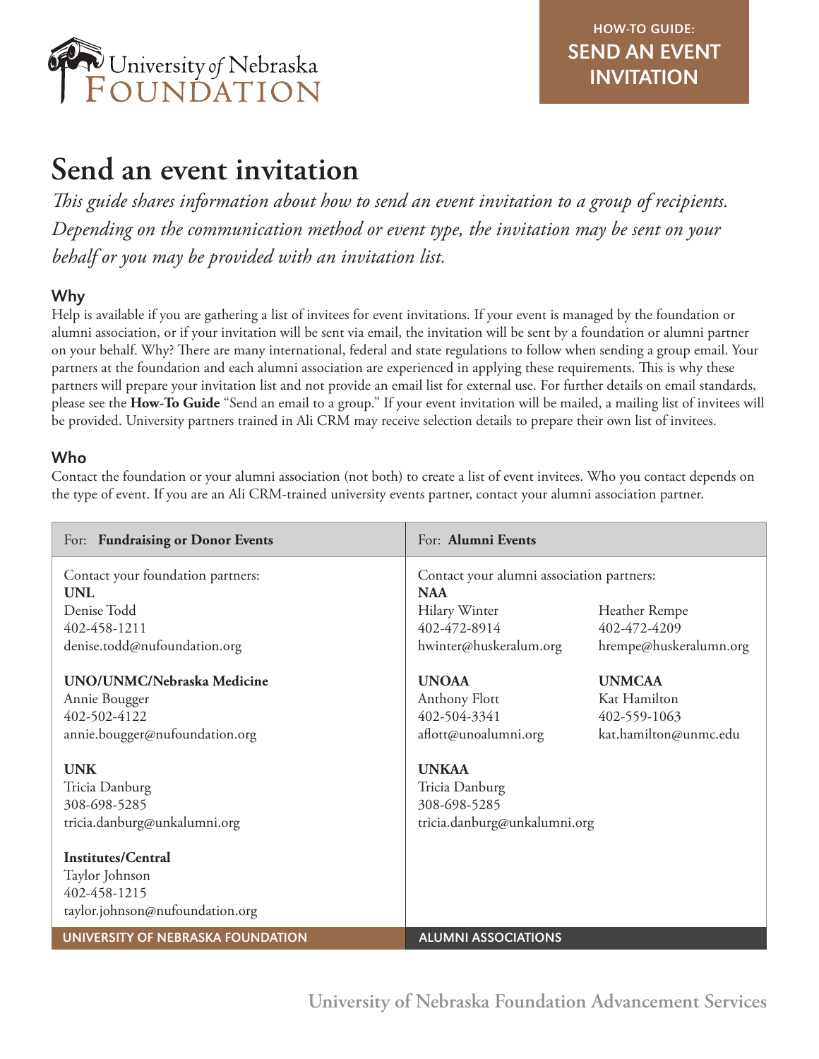HOW-TO GUIDE: **SEND AN EVENT INVITATION**

# Send an event invitation

*This guide shares information about how to send an event invitation to a group of recipients. Depending on the communication method or event type, the invitation may be sent on your behalf or you may be provided with an invitation list.*

## Why

Help is available if you are gathering a list of invitees for event invitations. If your event is managed by the foundation or alumni association, or if your invitation will be sent via email, the invitation will be sent by a foundation or alumni partner on your behalf. Why? There are many international, federal and state regulations to follow when sending a group email. Your partners at the foundation and each alumni association are experienced in applying these requirements. This is why these partners will prepare your invitation list and not provide an email list for external use. For further details on email standards, please see the **How-To Guide** "Send an email to a group." If your event invitation will be mailed, a mailing list of invitees will be provided. University partners trained in Ali CRM may receive selection details to prepare their own list of invitees.

## Who

Contact the foundation or your alumni association (not both) to create a list of event invitees. Who you contact depends on the type of event. If you are an Ali CRM-trained university events partner, contact your alumni association partner.

| For: **Fundraising or Donor Events** | For: **Alumni Events** |
|---|---|
| Contact your foundation partners: | Contact your alumni association partners: |
| **UNL**<br>Denise Todd<br>402-458-1211<br>denise.todd@nufoundation.org | **NAA**<br>Hilary Winter<br>402-472-8914<br>hwinter@huskeralum.org<br><br>Heather Rempe<br>402-472-4209<br>hrempe@huskeralumn.org |
| **UNO/UNMC/Nebraska Medicine**<br>Annie Bougger<br>402-502-4122<br>annie.bougger@nufoundation.org | **UNOAA**<br>Anthony Flott<br>402-504-3341<br>aflott@unoalumni.org<br><br>**UNMCAA**<br>Kat Hamilton<br>402-559-1063<br>kat.hamilton@unmc.edu |
| **UNK**<br>Tricia Danburg<br>308-698-5285<br>tricia.danburg@unkalumni.org | **UNKAA**<br>Tricia Danburg<br>308-698-5285<br>tricia.danburg@unkalumni.org |
| **Institutes/Central**<br>Taylor Johnson<br>402-458-1215<br>taylor.johnson@nufoundation.org | |
| UNIVERSITY OF NEBRASKA FOUNDATION | ALUMNI ASSOCIATIONS |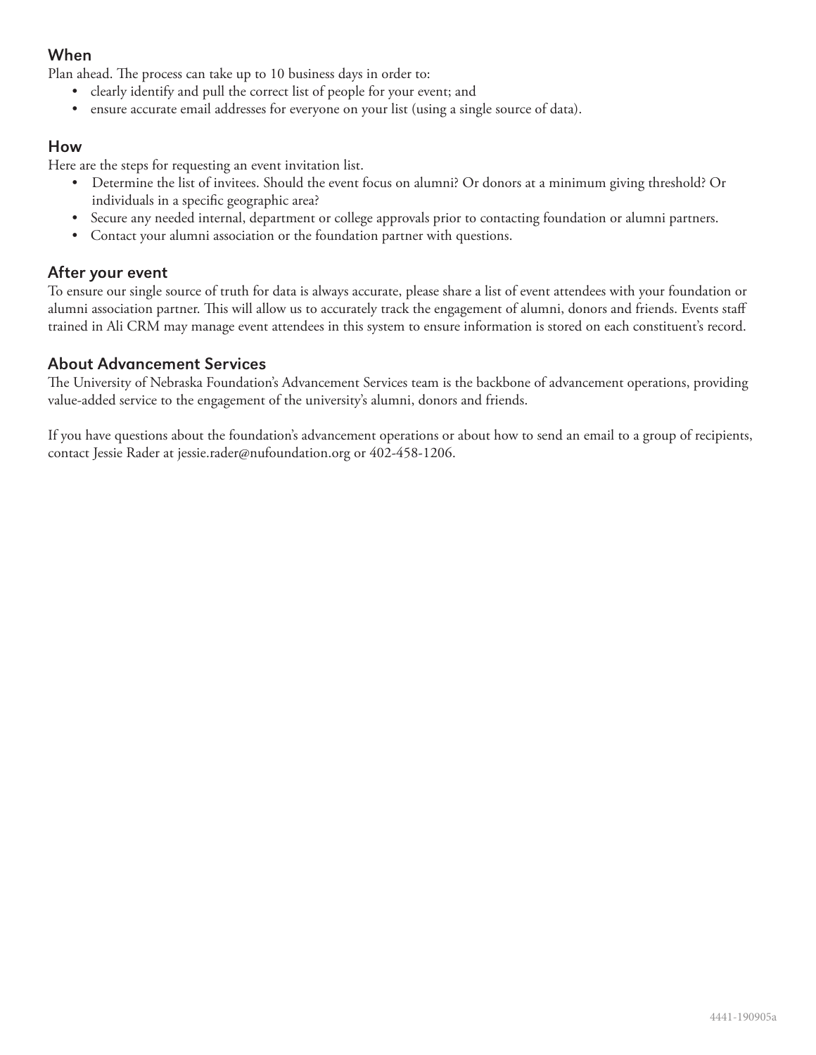## When

Plan ahead. The process can take up to 10 business days in order to:

- clearly identify and pull the correct list of people for your event; and
- ensure accurate email addresses for everyone on your list (using a single source of data).

## How

Here are the steps for requesting an event invitation list.

- Determine the list of invitees. Should the event focus on alumni? Or donors at a minimum giving threshold? Or individuals in a specific geographic area?
- Secure any needed internal, department or college approvals prior to contacting foundation or alumni partners.
- Contact your alumni association or the foundation partner with questions.

## After your event

To ensure our single source of truth for data is always accurate, please share a list of event attendees with your foundation or alumni association partner. This will allow us to accurately track the engagement of alumni, donors and friends. Events staff trained in Ali CRM may manage event attendees in this system to ensure information is stored on each constituent's record.

## About Advancement Services

The University of Nebraska Foundation's Advancement Services team is the backbone of advancement operations, providing value-added service to the engagement of the university's alumni, donors and friends.

If you have questions about the foundation's advancement operations or about how to send an email to a group of recipients, contact Jessie Rader at jessie.rader@nufoundation.org or 402-458-1206.

4441-190905a